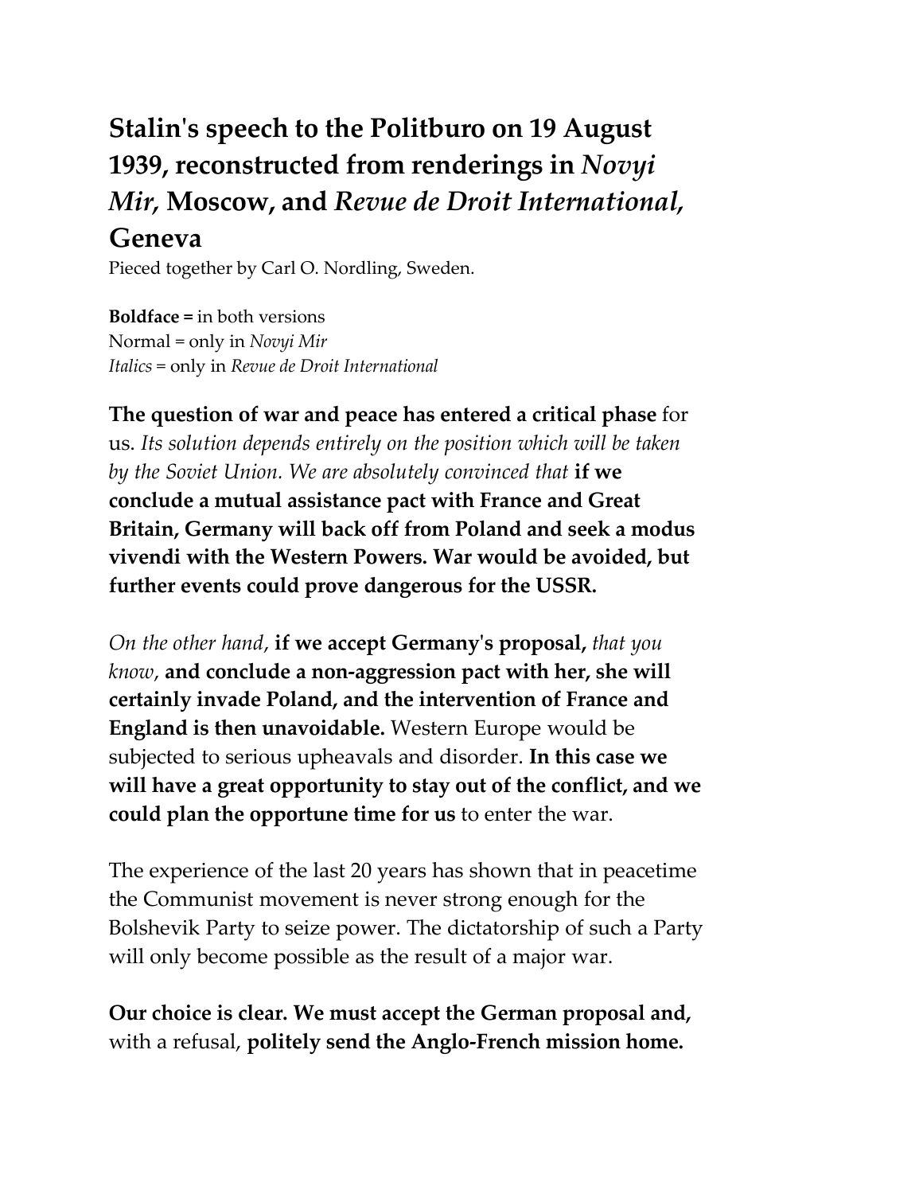# Stalin's speech to the Politburo on 19 August 1939, reconstructed from renderings in *Novyi Mir,* Moscow, and *Revue de Droit International,* Geneva

Pieced together by Carl O. Nordling, Sweden.

**Boldface =** in both versions
Normal = only in *Novyi Mir*
*Italics* = only in *Revue de Droit International*

**The question of war and peace has entered a critical phase** for us. *Its solution depends entirely on the position which will be taken by the Soviet Union. We are absolutely convinced that* **if we conclude a mutual assistance pact with France and Great Britain, Germany will back off from Poland and seek a modus vivendi with the Western Powers. War would be avoided, but further events could prove dangerous for the USSR.**

*On the other hand*, **if we accept Germany's proposal,** *that you know,* **and conclude a non-aggression pact with her, she will certainly invade Poland, and the intervention of France and England is then unavoidable.** Western Europe would be subjected to serious upheavals and disorder. **In this case we will have a great opportunity to stay out of the conflict, and we could plan the opportune time for us** to enter the war.

The experience of the last 20 years has shown that in peacetime the Communist movement is never strong enough for the Bolshevik Party to seize power. The dictatorship of such a Party will only become possible as the result of a major war.

**Our choice is clear. We must accept the German proposal and,** with a refusal, **politely send the Anglo-French mission home.**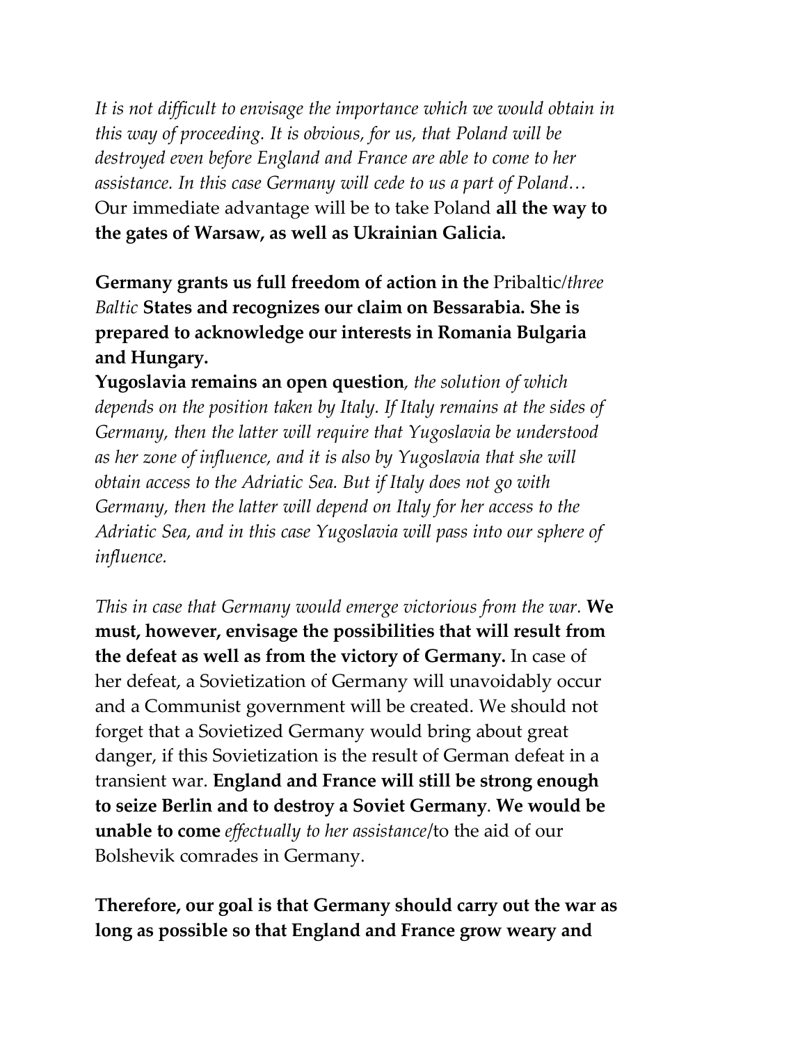*It is not difficult to envisage the importance which we would obtain in this way of proceeding. It is obvious, for us, that Poland will be destroyed even before England and France are able to come to her assistance. In this case Germany will cede to us a part of Poland…* Our immediate advantage will be to take Poland **all the way to the gates of Warsaw, as well as Ukrainian Galicia.**

**Germany grants us full freedom of action in the** Pribaltic/*three Baltic* **States and recognizes our claim on Bessarabia. She is prepared to acknowledge our interests in Romania Bulgaria and Hungary.**
**Yugoslavia remains an open question***, the solution of which depends on the position taken by Italy. If Italy remains at the sides of Germany, then the latter will require that Yugoslavia be understood as her zone of influence, and it is also by Yugoslavia that she will obtain access to the Adriatic Sea. But if Italy does not go with Germany, then the latter will depend on Italy for her access to the Adriatic Sea, and in this case Yugoslavia will pass into our sphere of influence.*

*This in case that Germany would emerge victorious from the war.* **We must, however, envisage the possibilities that will result from the defeat as well as from the victory of Germany.** In case of her defeat, a Sovietization of Germany will unavoidably occur and a Communist government will be created. We should not forget that a Sovietized Germany would bring about great danger, if this Sovietization is the result of German defeat in a transient war. **England and France will still be strong enough to seize Berlin and to destroy a Soviet Germany**. **We would be unable to come** *effectually to her assistance*/to the aid of our Bolshevik comrades in Germany.

**Therefore, our goal is that Germany should carry out the war as long as possible so that England and France grow weary and**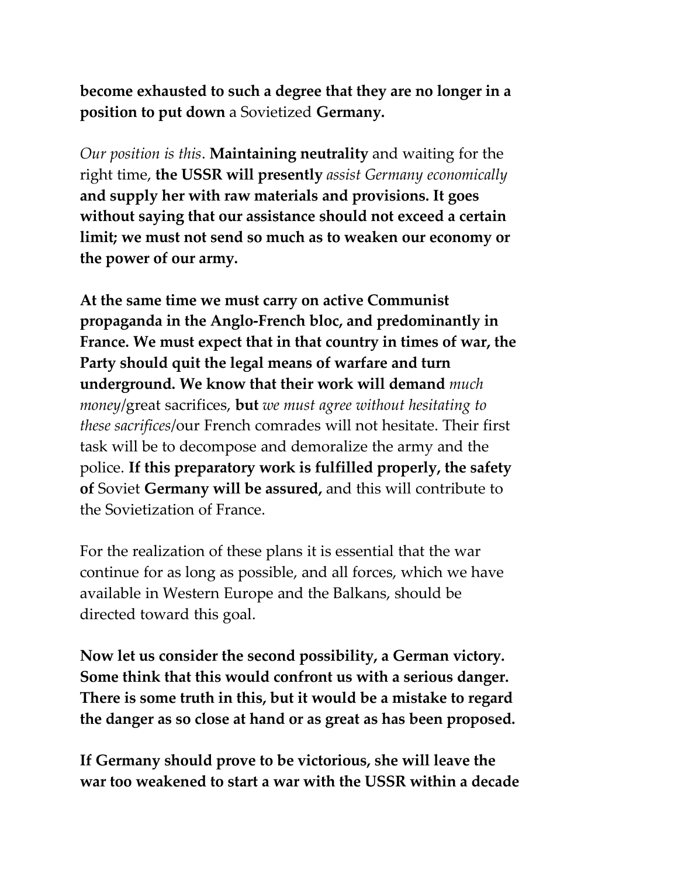**become exhausted to such a degree that they are no longer in a position to put down** a Sovietized **Germany.**

*Our position is this*. **Maintaining neutrality** and waiting for the right time, **the USSR will presently** *assist Germany economically* **and supply her with raw materials and provisions. It goes without saying that our assistance should not exceed a certain limit; we must not send so much as to weaken our economy or the power of our army.**

**At the same time we must carry on active Communist propaganda in the Anglo-French bloc, and predominantly in France. We must expect that in that country in times of war, the Party should quit the legal means of warfare and turn underground. We know that their work will demand** *much money*/great sacrifices, **but** *we must agree without hesitating to these sacrifices*/our French comrades will not hesitate. Their first task will be to decompose and demoralize the army and the police. **If this preparatory work is fulfilled properly, the safety of** Soviet **Germany will be assured,** and this will contribute to the Sovietization of France.

For the realization of these plans it is essential that the war continue for as long as possible, and all forces, which we have available in Western Europe and the Balkans, should be directed toward this goal.

**Now let us consider the second possibility, a German victory. Some think that this would confront us with a serious danger. There is some truth in this, but it would be a mistake to regard the danger as so close at hand or as great as has been proposed.**

**If Germany should prove to be victorious, she will leave the war too weakened to start a war with the USSR within a decade**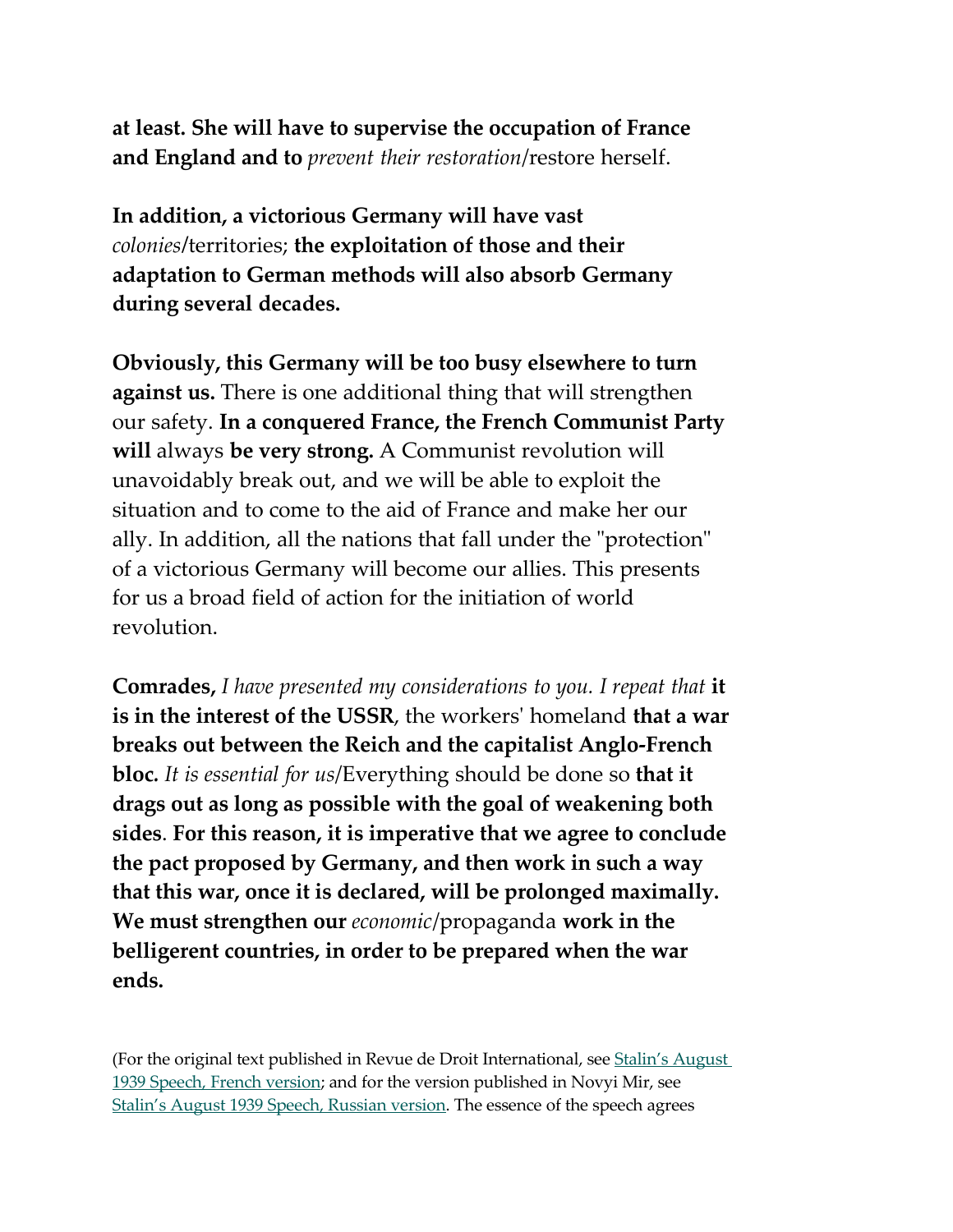**at least. She will have to supervise the occupation of France and England and to** *prevent their restoration*/restore herself.

**In addition, a victorious Germany will have vast** *colonies*/territories; **the exploitation of those and their adaptation to German methods will also absorb Germany during several decades.**

**Obviously, this Germany will be too busy elsewhere to turn against us.** There is one additional thing that will strengthen our safety. **In a conquered France, the French Communist Party will** always **be very strong.** A Communist revolution will unavoidably break out, and we will be able to exploit the situation and to come to the aid of France and make her our ally. In addition, all the nations that fall under the "protection" of a victorious Germany will become our allies. This presents for us a broad field of action for the initiation of world revolution.

**Comrades,** *I have presented my considerations to you. I repeat that* **it is in the interest of the USSR**, the workers' homeland **that a war breaks out between the Reich and the capitalist Anglo-French bloc.** *It is essential for us*/Everything should be done so **that it drags out as long as possible with the goal of weakening both sides**. **For this reason, it is imperative that we agree to conclude the pact proposed by Germany, and then work in such a way that this war, once it is declared, will be prolonged maximally. We must strengthen our** *economic*/propaganda **work in the belligerent countries, in order to be prepared when the war ends.**

(For the original text published in Revue de Droit International, see [Stalin's August 1939 Speech, French version](); and for the version published in Novyi Mir, see [Stalin's August 1939 Speech, Russian version](). The essence of the speech agrees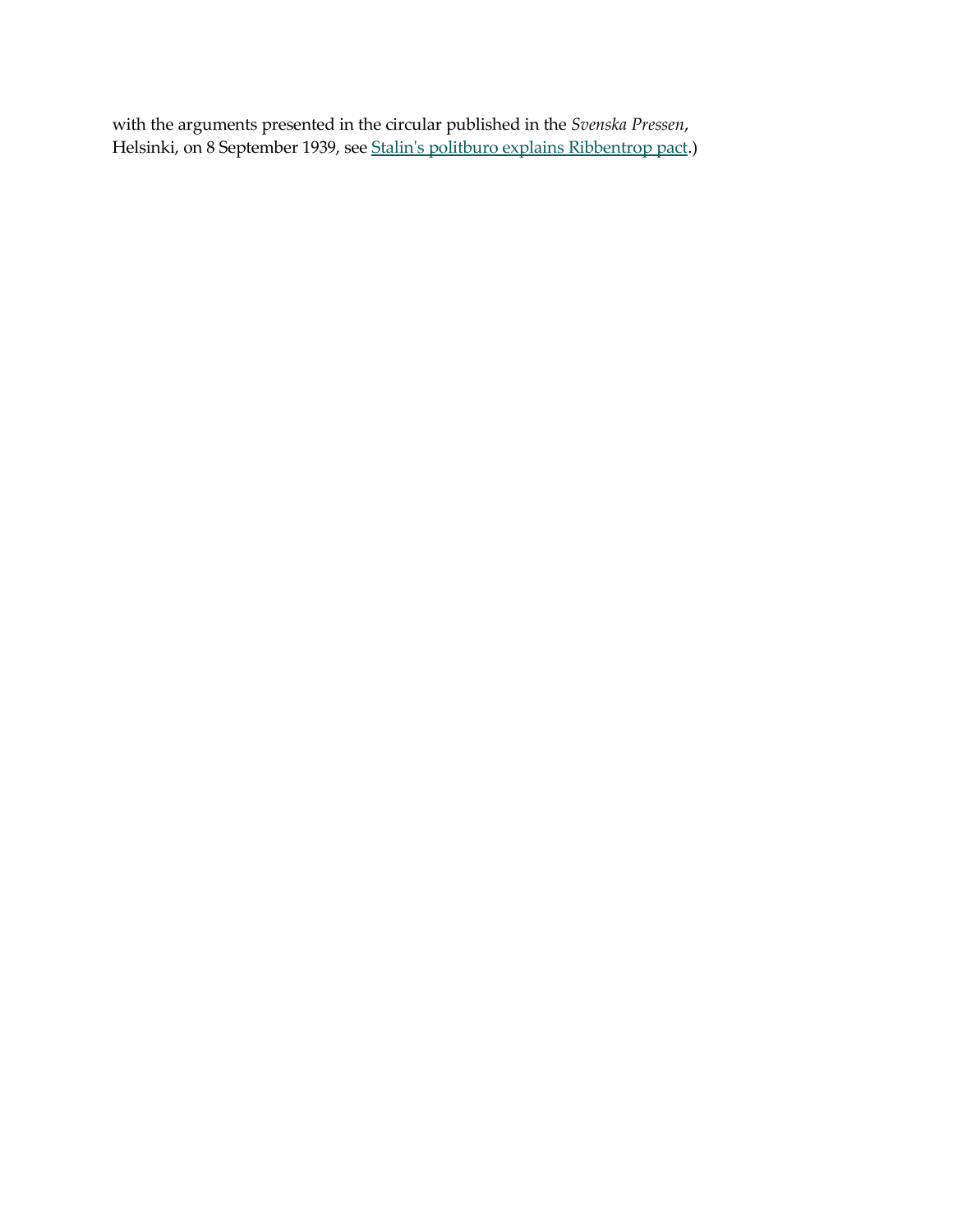with the arguments presented in the circular published in the *Svenska Pressen*, Helsinki, on 8 September 1939, see Stalin's politburo explains Ribbentrop pact.)